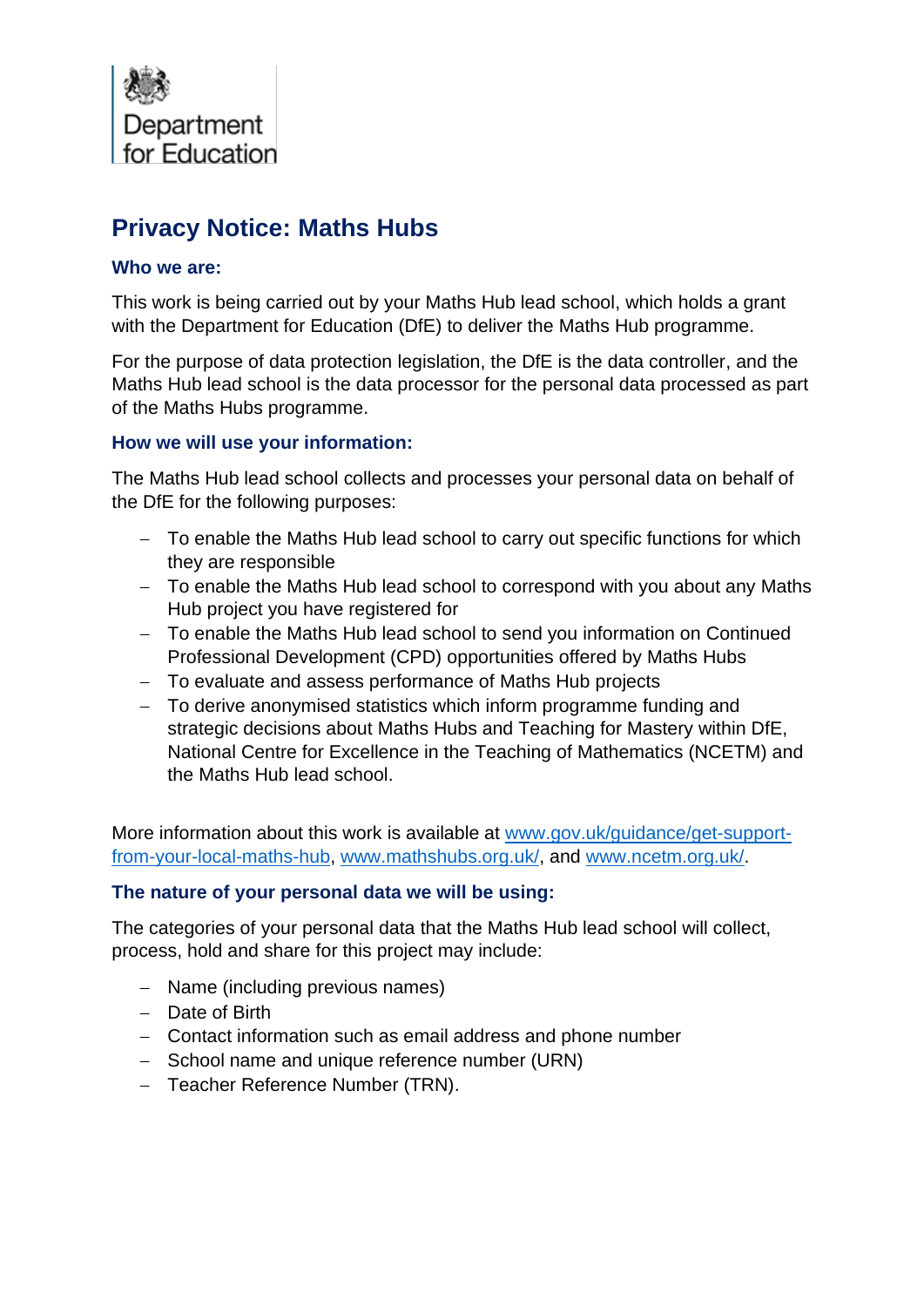Department for Education

# Privacy Notice: Maths Hubs

### Who we are:

This work is being carried out by your Maths Hub lead school, which holds a grant with the Department for Education (DfE) to deliver the Maths Hub programme.

For the purpose of data protection legislation, the DfE is the data controller, and the Maths Hub lead school is the data processor for the personal data processed as part of the Maths Hubs programme.

### How we will use your information:

The Maths Hub lead school collects and processes your personal data on behalf of the DfE for the following purposes:

- To enable the Maths Hub lead school to carry out specific functions for which they are responsible
- To enable the Maths Hub lead school to correspond with you about any Maths Hub project you have registered for
- To enable the Maths Hub lead school to send you information on Continued Professional Development (CPD) opportunities offered by Maths Hubs
- To evaluate and assess performance of Maths Hub projects
- To derive anonymised statistics which inform programme funding and strategic decisions about Maths Hubs and Teaching for Mastery within DfE, National Centre for Excellence in the Teaching of Mathematics (NCETM) and the Maths Hub lead school.

More information about this work is available at [www.gov.uk/guidance/get-support-from-your-local-maths-hub](www.gov.uk/guidance/get-support-from-your-local-maths-hub), [www.mathshubs.org.uk/](www.mathshubs.org.uk/), and [www.ncetm.org.uk/](www.ncetm.org.uk/).

### The nature of your personal data we will be using:

The categories of your personal data that the Maths Hub lead school will collect, process, hold and share for this project may include:

- Name (including previous names)
- Date of Birth
- Contact information such as email address and phone number
- School name and unique reference number (URN)
- Teacher Reference Number (TRN).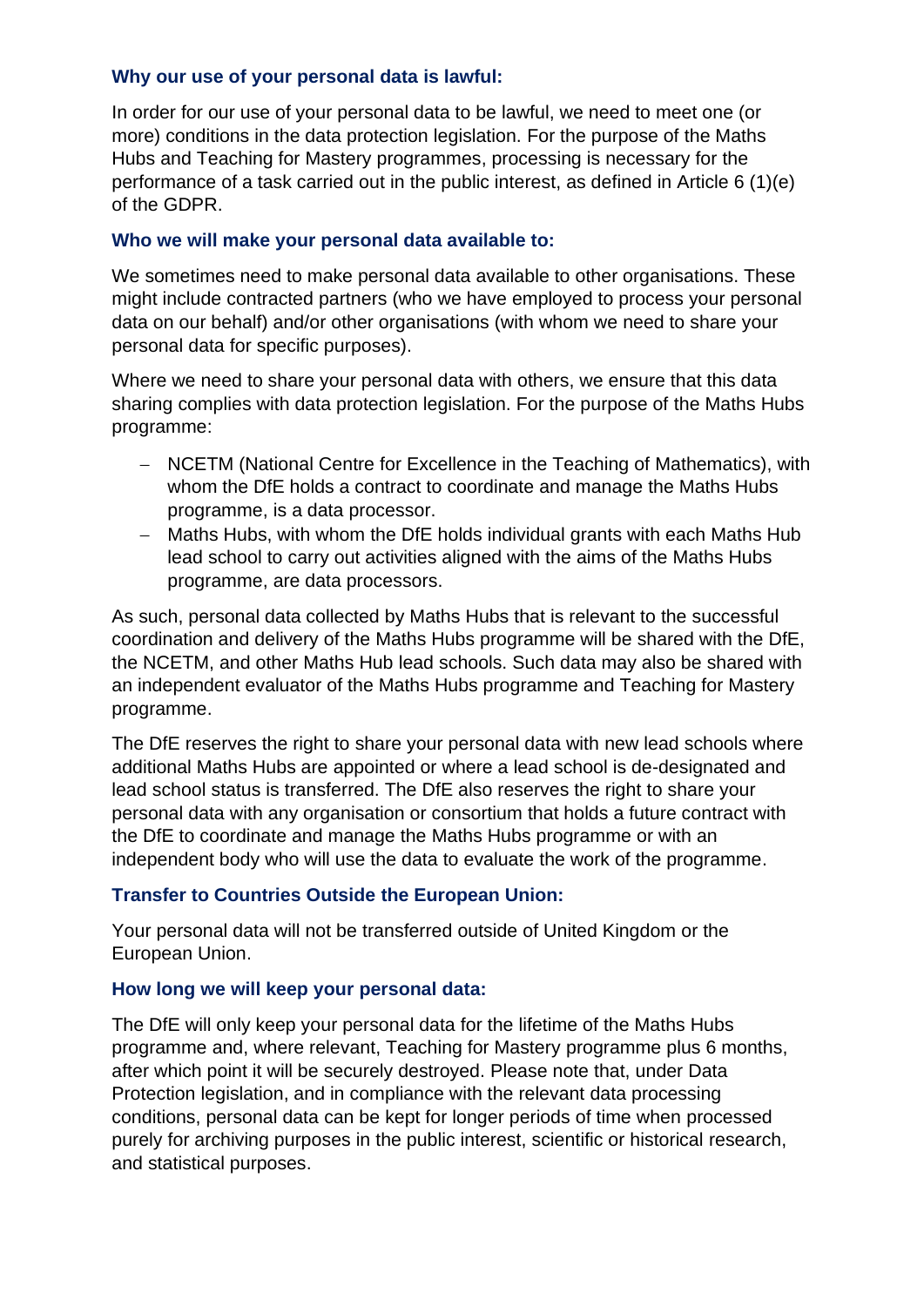### Why our use of your personal data is lawful:

In order for our use of your personal data to be lawful, we need to meet one (or more) conditions in the data protection legislation. For the purpose of the Maths Hubs and Teaching for Mastery programmes, processing is necessary for the performance of a task carried out in the public interest, as defined in Article 6 (1)(e) of the GDPR.

### Who we will make your personal data available to:

We sometimes need to make personal data available to other organisations. These might include contracted partners (who we have employed to process your personal data on our behalf) and/or other organisations (with whom we need to share your personal data for specific purposes).

Where we need to share your personal data with others, we ensure that this data sharing complies with data protection legislation. For the purpose of the Maths Hubs programme:

- NCETM (National Centre for Excellence in the Teaching of Mathematics), with whom the DfE holds a contract to coordinate and manage the Maths Hubs programme, is a data processor.
- Maths Hubs, with whom the DfE holds individual grants with each Maths Hub lead school to carry out activities aligned with the aims of the Maths Hubs programme, are data processors.

As such, personal data collected by Maths Hubs that is relevant to the successful coordination and delivery of the Maths Hubs programme will be shared with the DfE, the NCETM, and other Maths Hub lead schools. Such data may also be shared with an independent evaluator of the Maths Hubs programme and Teaching for Mastery programme.

The DfE reserves the right to share your personal data with new lead schools where additional Maths Hubs are appointed or where a lead school is de-designated and lead school status is transferred. The DfE also reserves the right to share your personal data with any organisation or consortium that holds a future contract with the DfE to coordinate and manage the Maths Hubs programme or with an independent body who will use the data to evaluate the work of the programme.

### Transfer to Countries Outside the European Union:

Your personal data will not be transferred outside of United Kingdom or the European Union.

### How long we will keep your personal data:

The DfE will only keep your personal data for the lifetime of the Maths Hubs programme and, where relevant, Teaching for Mastery programme plus 6 months, after which point it will be securely destroyed. Please note that, under Data Protection legislation, and in compliance with the relevant data processing conditions, personal data can be kept for longer periods of time when processed purely for archiving purposes in the public interest, scientific or historical research, and statistical purposes.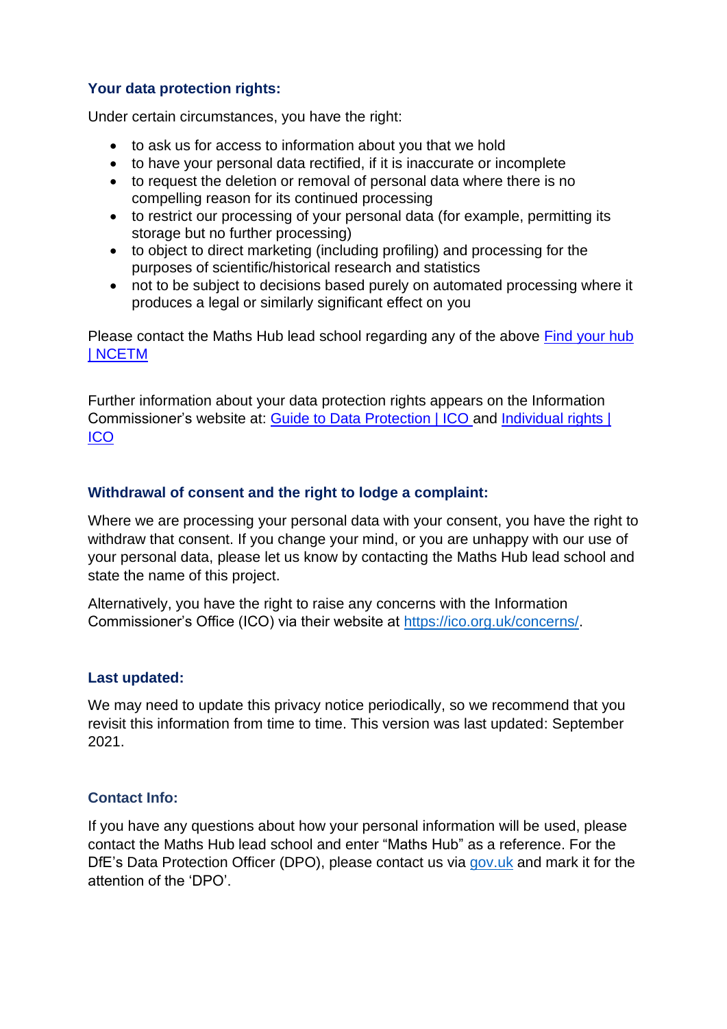### Your data protection rights:

Under certain circumstances, you have the right:

- to ask us for access to information about you that we hold
- to have your personal data rectified, if it is inaccurate or incomplete
- to request the deletion or removal of personal data where there is no compelling reason for its continued processing
- to restrict our processing of your personal data (for example, permitting its storage but no further processing)
- to object to direct marketing (including profiling) and processing for the purposes of scientific/historical research and statistics
- not to be subject to decisions based purely on automated processing where it produces a legal or similarly significant effect on you

Please contact the Maths Hub lead school regarding any of the above Find your hub | NCETM

Further information about your data protection rights appears on the Information Commissioner's website at: Guide to Data Protection | ICO and Individual rights | ICO

### Withdrawal of consent and the right to lodge a complaint:

Where we are processing your personal data with your consent, you have the right to withdraw that consent. If you change your mind, or you are unhappy with our use of your personal data, please let us know by contacting the Maths Hub lead school and state the name of this project.

Alternatively, you have the right to raise any concerns with the Information Commissioner's Office (ICO) via their website at https://ico.org.uk/concerns/.

### Last updated:

We may need to update this privacy notice periodically, so we recommend that you revisit this information from time to time. This version was last updated: September 2021.

### Contact Info:

If you have any questions about how your personal information will be used, please contact the Maths Hub lead school and enter "Maths Hub" as a reference. For the DfE's Data Protection Officer (DPO), please contact us via gov.uk and mark it for the attention of the 'DPO'.